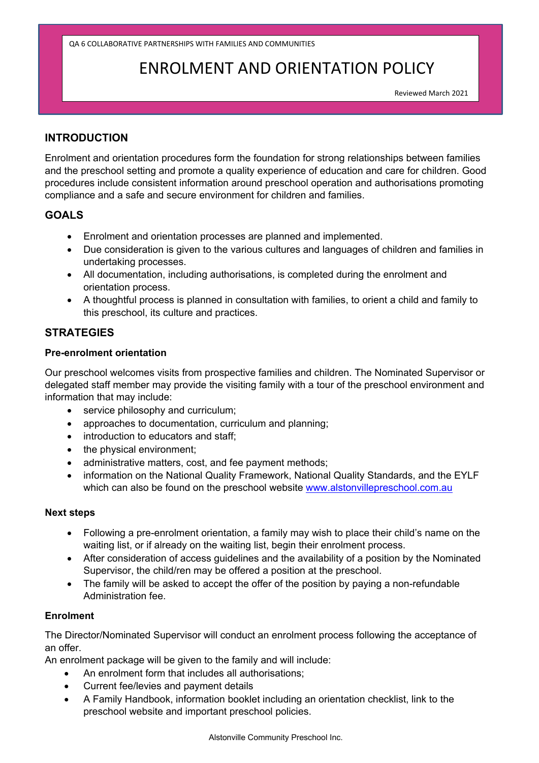QA 6 COLLABORATIVE PARTNERSHIPS WITH FAMILIES AND COMMUNITIES

# ENROLMENT AND ORIENTATION POLICY

Reviewed March 2021

## INTRODUCTION

Enrolment and orientation procedures form the foundation for strong relationships between families and the preschool setting and promote a quality experience of education and care for children. Good procedures include consistent information around preschool operation and authorisations promoting compliance and a safe and secure environment for children and families.

## GOALS

- Enrolment and orientation processes are planned and implemented.
- Due consideration is given to the various cultures and languages of children and families in undertaking processes.
- All documentation, including authorisations, is completed during the enrolment and orientation process.
- A thoughtful process is planned in consultation with families, to orient a child and family to this preschool, its culture and practices.

## STRATEGIES

### Pre-enrolment orientation

Our preschool welcomes visits from prospective families and children. The Nominated Supervisor or delegated staff member may provide the visiting family with a tour of the preschool environment and information that may include:

- service philosophy and curriculum;
- approaches to documentation, curriculum and planning;
- introduction to educators and staff;
- the physical environment;
- administrative matters, cost, and fee payment methods;
- information on the National Quality Framework, National Quality Standards, and the EYLF which can also be found on the preschool website [www.alstonvillepreschool.com.au](http://www.alstonvillepreschool.com.au)

### Next steps

- Following a pre-enrolment orientation, a family may wish to place their child's name on the waiting list, or if already on the waiting list, begin their enrolment process.
- After consideration of access guidelines and the availability of a position by the Nominated Supervisor, the child/ren may be offered a position at the preschool.
- The family will be asked to accept the offer of the position by paying a non-refundable Administration fee.

### Enrolment

The Director/Nominated Supervisor will conduct an enrolment process following the acceptance of an offer.

An enrolment package will be given to the family and will include:

- An enrolment form that includes all authorisations;
- Current fee/levies and payment details
- A Family Handbook, information booklet including an orientation checklist, link to the preschool website and important preschool policies.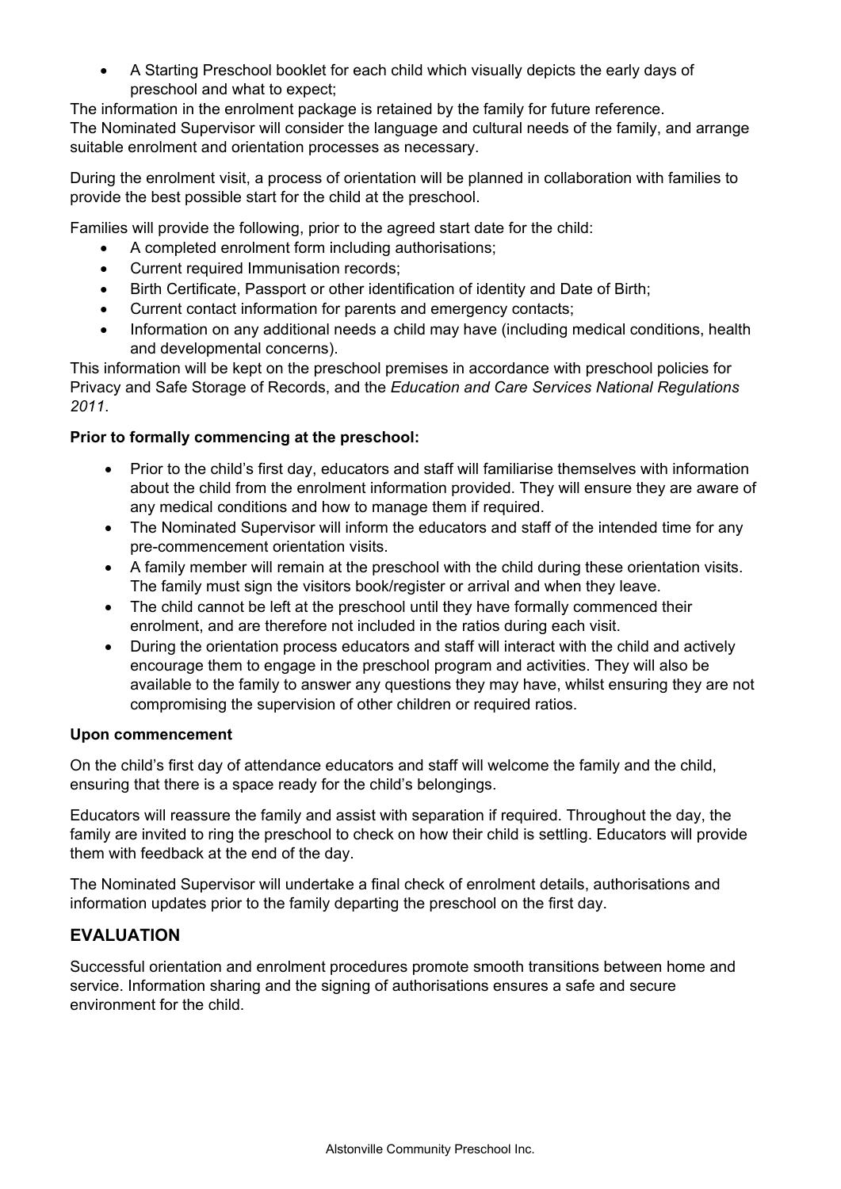- A Starting Preschool booklet for each child which visually depicts the early days of preschool and what to expect;

The information in the enrolment package is retained by the family for future reference.
The Nominated Supervisor will consider the language and cultural needs of the family, and arrange suitable enrolment and orientation processes as necessary.

During the enrolment visit, a process of orientation will be planned in collaboration with families to provide the best possible start for the child at the preschool.

Families will provide the following, prior to the agreed start date for the child:

- A completed enrolment form including authorisations;
- Current required Immunisation records;
- Birth Certificate, Passport or other identification of identity and Date of Birth;
- Current contact information for parents and emergency contacts;
- Information on any additional needs a child may have (including medical conditions, health and developmental concerns).

This information will be kept on the preschool premises in accordance with preschool policies for Privacy and Safe Storage of Records, and the *Education and Care Services National Regulations 2011*.

**Prior to formally commencing at the preschool:**

- Prior to the child's first day, educators and staff will familiarise themselves with information about the child from the enrolment information provided. They will ensure they are aware of any medical conditions and how to manage them if required.
- The Nominated Supervisor will inform the educators and staff of the intended time for any pre-commencement orientation visits.
- A family member will remain at the preschool with the child during these orientation visits. The family must sign the visitors book/register or arrival and when they leave.
- The child cannot be left at the preschool until they have formally commenced their enrolment, and are therefore not included in the ratios during each visit.
- During the orientation process educators and staff will interact with the child and actively encourage them to engage in the preschool program and activities. They will also be available to the family to answer any questions they may have, whilst ensuring they are not compromising the supervision of other children or required ratios.

**Upon commencement**

On the child's first day of attendance educators and staff will welcome the family and the child, ensuring that there is a space ready for the child's belongings.

Educators will reassure the family and assist with separation if required. Throughout the day, the family are invited to ring the preschool to check on how their child is settling. Educators will provide them with feedback at the end of the day.

The Nominated Supervisor will undertake a final check of enrolment details, authorisations and information updates prior to the family departing the preschool on the first day.

## EVALUATION

Successful orientation and enrolment procedures promote smooth transitions between home and service. Information sharing and the signing of authorisations ensures a safe and secure environment for the child.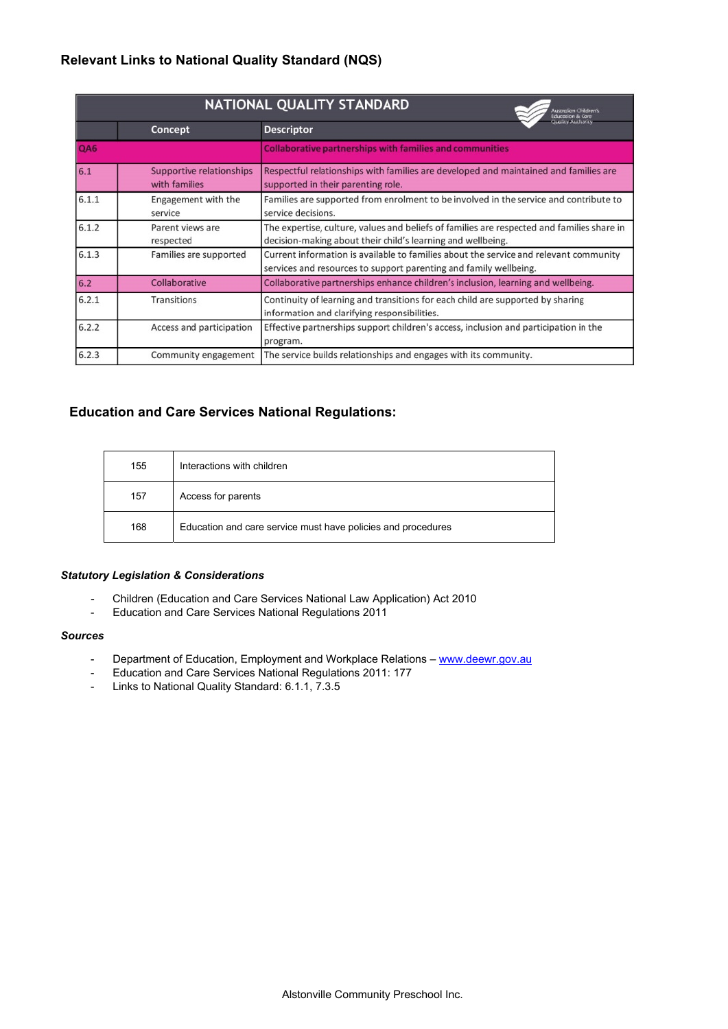## Relevant Links to National Quality Standard (NQS)

| NATIONAL QUALITY STANDARD | | |
|---|---|---|
| | Concept | Descriptor |
| QA6 | | Collaborative partnerships with families and communities |
| 6.1 | Supportive relationships with families | Respectful relationships with families are developed and maintained and families are supported in their parenting role. |
| 6.1.1 | Engagement with the service | Families are supported from enrolment to be involved in the service and contribute to service decisions. |
| 6.1.2 | Parent views are respected | The expertise, culture, values and beliefs of families are respected and families share in decision-making about their child's learning and wellbeing. |
| 6.1.3 | Families are supported | Current information is available to families about the service and relevant community services and resources to support parenting and family wellbeing. |
| 6.2 | Collaborative | Collaborative partnerships enhance children's inclusion, learning and wellbeing. |
| 6.2.1 | Transitions | Continuity of learning and transitions for each child are supported by sharing information and clarifying responsibilities. |
| 6.2.2 | Access and participation | Effective partnerships support children's access, inclusion and participation in the program. |
| 6.2.3 | Community engagement | The service builds relationships and engages with its community. |

## Education and Care Services National Regulations:

| | |
|---|---|
| 155 | Interactions with children |
| 157 | Access for parents |
| 168 | Education and care service must have policies and procedures |

***Statutory Legislation & Considerations***

- Children (Education and Care Services National Law Application) Act 2010
- Education and Care Services National Regulations 2011

***Sources***

- Department of Education, Employment and Workplace Relations – www.deewr.gov.au
- Education and Care Services National Regulations 2011: 177
- Links to National Quality Standard: 6.1.1, 7.3.5